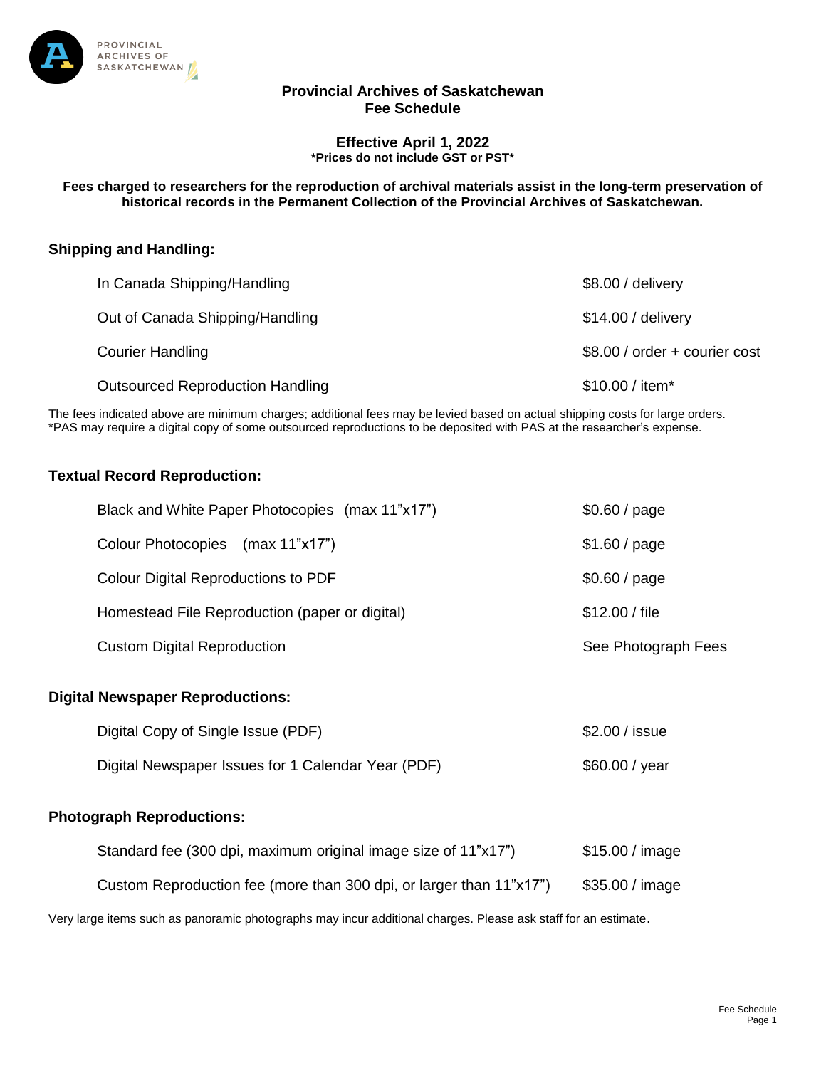# Provincial Archives of Saskatchewan
# Fee Schedule

## Effective April 1, 2022

***Prices do not include GST or PST***

**Fees charged to researchers for the reproduction of archival materials assist in the long-term preservation of historical records in the Permanent Collection of the Provincial Archives of Saskatchewan.**

### Shipping and Handling:

| | |
|---|---|
| In Canada Shipping/Handling | $8.00 / delivery |
| Out of Canada Shipping/Handling | $14.00 / delivery |
| Courier Handling | $8.00 / order + courier cost |
| Outsourced Reproduction Handling | $10.00 / item* |

The fees indicated above are minimum charges; additional fees may be levied based on actual shipping costs for large orders.
*PAS may require a digital copy of some outsourced reproductions to be deposited with PAS at the researcher's expense.

### Textual Record Reproduction:

| | |
|---|---|
| Black and White Paper Photocopies (max 11"x17") | $0.60 / page |
| Colour Photocopies (max 11"x17") | $1.60 / page |
| Colour Digital Reproductions to PDF | $0.60 / page |
| Homestead File Reproduction (paper or digital) | $12.00 / file |
| Custom Digital Reproduction | See Photograph Fees |

### Digital Newspaper Reproductions:

| | |
|---|---|
| Digital Copy of Single Issue (PDF) | $2.00 / issue |
| Digital Newspaper Issues for 1 Calendar Year (PDF) | $60.00 / year |

### Photograph Reproductions:

| | |
|---|---|
| Standard fee (300 dpi, maximum original image size of 11"x17") | $15.00 / image |
| Custom Reproduction fee (more than 300 dpi, or larger than 11"x17") | $35.00 / image |

Very large items such as panoramic photographs may incur additional charges. Please ask staff for an estimate.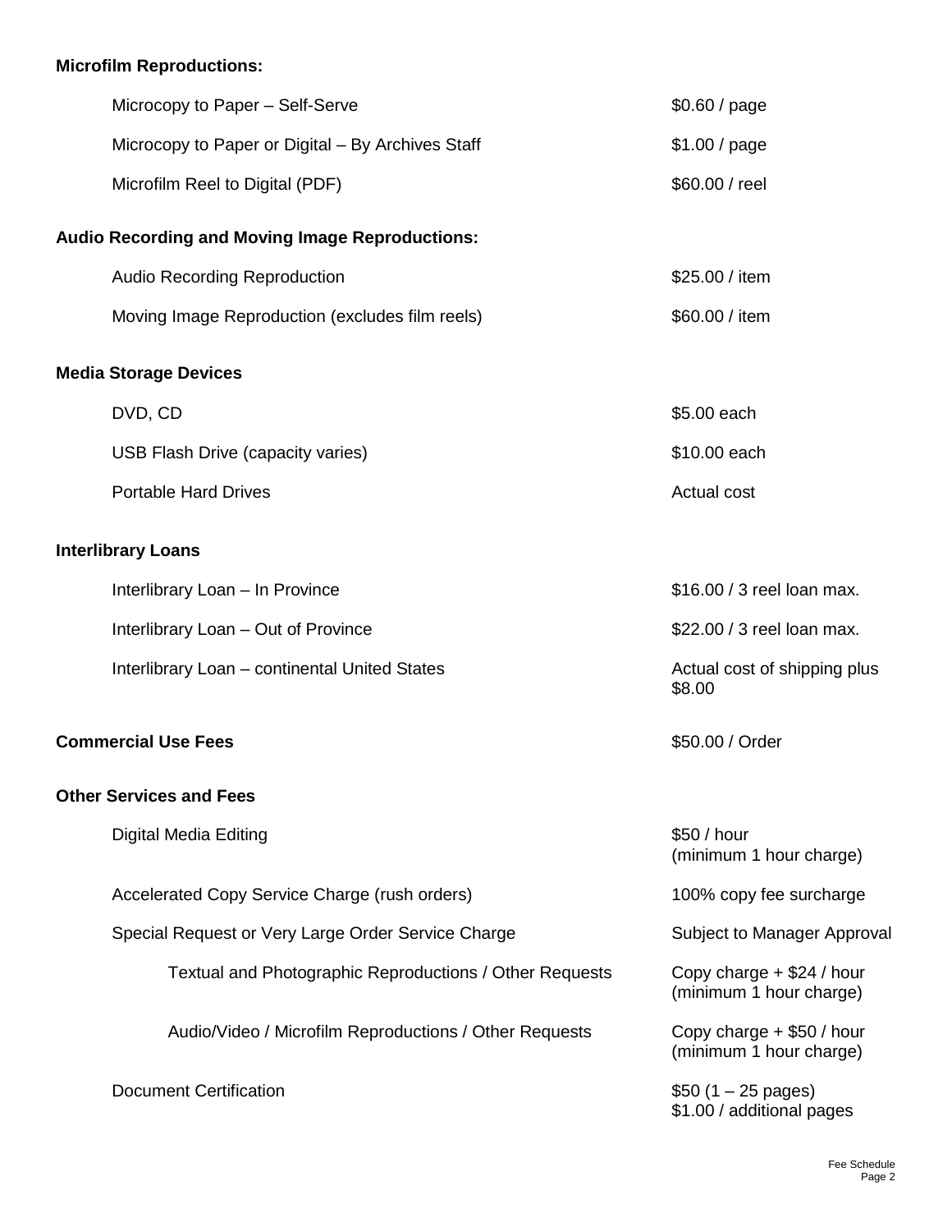**Microfilm Reproductions:**

| | |
|---|---|
| Microcopy to Paper – Self-Serve | $0.60 / page |
| Microcopy to Paper or Digital – By Archives Staff | $1.00 / page |
| Microfilm Reel to Digital (PDF) | $60.00 / reel |

**Audio Recording and Moving Image Reproductions:**

| | |
|---|---|
| Audio Recording Reproduction | $25.00 / item |
| Moving Image Reproduction (excludes film reels) | $60.00 / item |

**Media Storage Devices**

| | |
|---|---|
| DVD, CD | $5.00 each |
| USB Flash Drive (capacity varies) | $10.00 each |
| Portable Hard Drives | Actual cost |

**Interlibrary Loans**

| | |
|---|---|
| Interlibrary Loan – In Province | $16.00 / 3 reel loan max. |
| Interlibrary Loan – Out of Province | $22.00 / 3 reel loan max. |
| Interlibrary Loan – continental United States | Actual cost of shipping plus $8.00 |

**Commercial Use Fees** — $50.00 / Order

**Other Services and Fees**

| | |
|---|---|
| Digital Media Editing | $50 / hour (minimum 1 hour charge) |
| Accelerated Copy Service Charge (rush orders) | 100% copy fee surcharge |
| Special Request or Very Large Order Service Charge | Subject to Manager Approval |
| Textual and Photographic Reproductions / Other Requests | Copy charge + $24 / hour (minimum 1 hour charge) |
| Audio/Video / Microfilm Reproductions / Other Requests | Copy charge + $50 / hour (minimum 1 hour charge) |
| Document Certification | $50 (1 – 25 pages) $1.00 / additional pages |